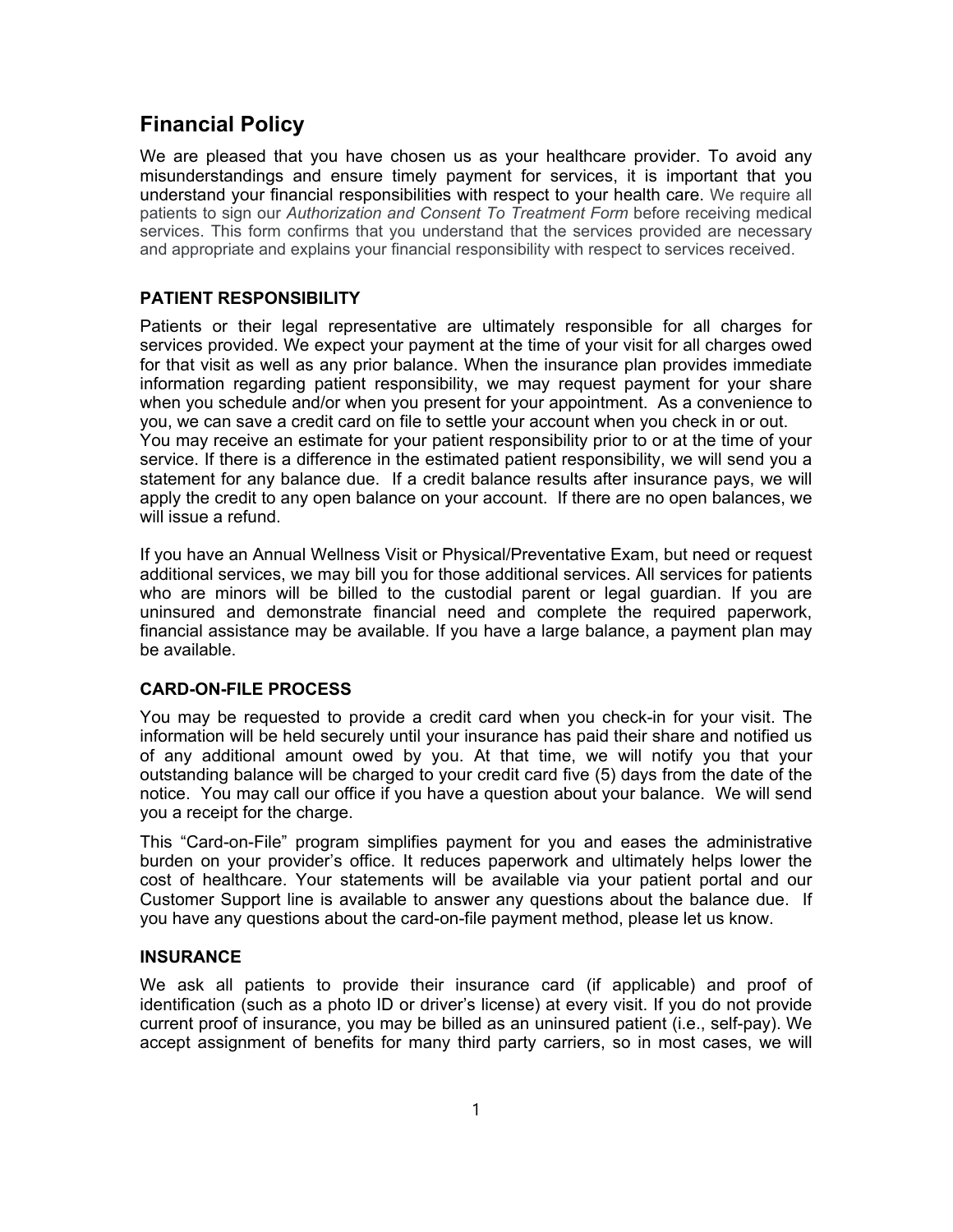# Financial Policy

We are pleased that you have chosen us as your healthcare provider. To avoid any misunderstandings and ensure timely payment for services, it is important that you understand your financial responsibilities with respect to your health care. We require all patients to sign our *Authorization and Consent To Treatment Form* before receiving medical services. This form confirms that you understand that the services provided are necessary and appropriate and explains your financial responsibility with respect to services received.

## PATIENT RESPONSIBILITY

Patients or their legal representative are ultimately responsible for all charges for services provided. We expect your payment at the time of your visit for all charges owed for that visit as well as any prior balance. When the insurance plan provides immediate information regarding patient responsibility, we may request payment for your share when you schedule and/or when you present for your appointment. As a convenience to you, we can save a credit card on file to settle your account when you check in or out. You may receive an estimate for your patient responsibility prior to or at the time of your service. If there is a difference in the estimated patient responsibility, we will send you a statement for any balance due. If a credit balance results after insurance pays, we will apply the credit to any open balance on your account. If there are no open balances, we will issue a refund.

If you have an Annual Wellness Visit or Physical/Preventative Exam, but need or request additional services, we may bill you for those additional services. All services for patients who are minors will be billed to the custodial parent or legal guardian. If you are uninsured and demonstrate financial need and complete the required paperwork, financial assistance may be available. If you have a large balance, a payment plan may be available.

## CARD-ON-FILE PROCESS

You may be requested to provide a credit card when you check-in for your visit. The information will be held securely until your insurance has paid their share and notified us of any additional amount owed by you. At that time, we will notify you that your outstanding balance will be charged to your credit card five (5) days from the date of the notice. You may call our office if you have a question about your balance. We will send you a receipt for the charge.

This "Card-on-File" program simplifies payment for you and eases the administrative burden on your provider's office. It reduces paperwork and ultimately helps lower the cost of healthcare. Your statements will be available via your patient portal and our Customer Support line is available to answer any questions about the balance due. If you have any questions about the card-on-file payment method, please let us know.

## INSURANCE

We ask all patients to provide their insurance card (if applicable) and proof of identification (such as a photo ID or driver's license) at every visit. If you do not provide current proof of insurance, you may be billed as an uninsured patient (i.e., self-pay). We accept assignment of benefits for many third party carriers, so in most cases, we will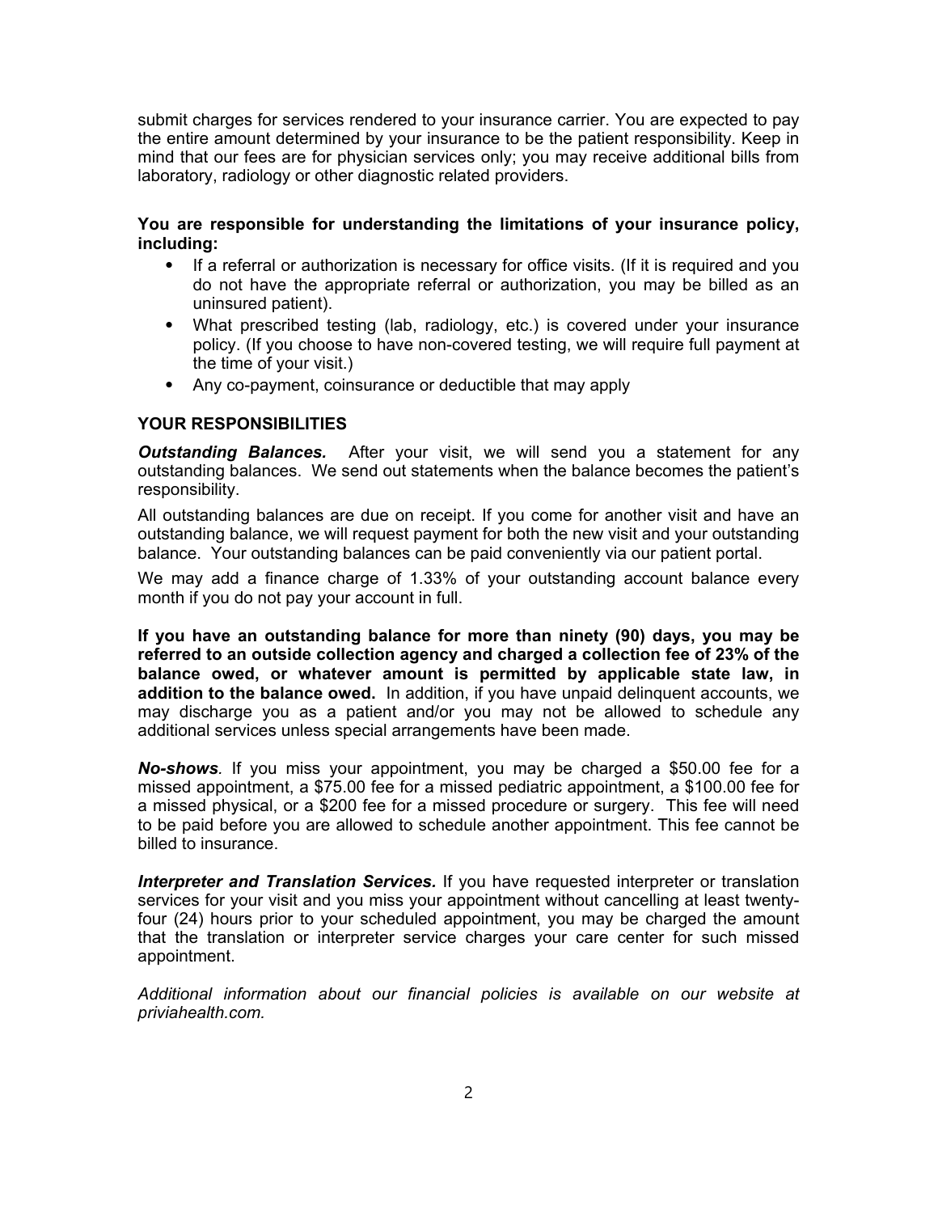submit charges for services rendered to your insurance carrier. You are expected to pay the entire amount determined by your insurance to be the patient responsibility. Keep in mind that our fees are for physician services only; you may receive additional bills from laboratory, radiology or other diagnostic related providers.

**You are responsible for understanding the limitations of your insurance policy, including:**

- If a referral or authorization is necessary for office visits. (If it is required and you do not have the appropriate referral or authorization, you may be billed as an uninsured patient).
- What prescribed testing (lab, radiology, etc.) is covered under your insurance policy. (If you choose to have non-covered testing, we will require full payment at the time of your visit.)
- Any co-payment, coinsurance or deductible that may apply

### YOUR RESPONSIBILITIES

***Outstanding Balances.*** After your visit, we will send you a statement for any outstanding balances. We send out statements when the balance becomes the patient's responsibility.

All outstanding balances are due on receipt. If you come for another visit and have an outstanding balance, we will request payment for both the new visit and your outstanding balance. Your outstanding balances can be paid conveniently via our patient portal.

We may add a finance charge of 1.33% of your outstanding account balance every month if you do not pay your account in full.

**If you have an outstanding balance for more than ninety (90) days, you may be referred to an outside collection agency and charged a collection fee of 23% of the balance owed, or whatever amount is permitted by applicable state law, in addition to the balance owed.** In addition, if you have unpaid delinquent accounts, we may discharge you as a patient and/or you may not be allowed to schedule any additional services unless special arrangements have been made.

***No-shows***. If you miss your appointment, you may be charged a $50.00 fee for a missed appointment, a $75.00 fee for a missed pediatric appointment, a $100.00 fee for a missed physical, or a $200 fee for a missed procedure or surgery. This fee will need to be paid before you are allowed to schedule another appointment. This fee cannot be billed to insurance.

***Interpreter and Translation Services.*** If you have requested interpreter or translation services for your visit and you miss your appointment without cancelling at least twenty-four (24) hours prior to your scheduled appointment, you may be charged the amount that the translation or interpreter service charges your care center for such missed appointment.

*Additional information about our financial policies is available on our website at priviahealth.com.*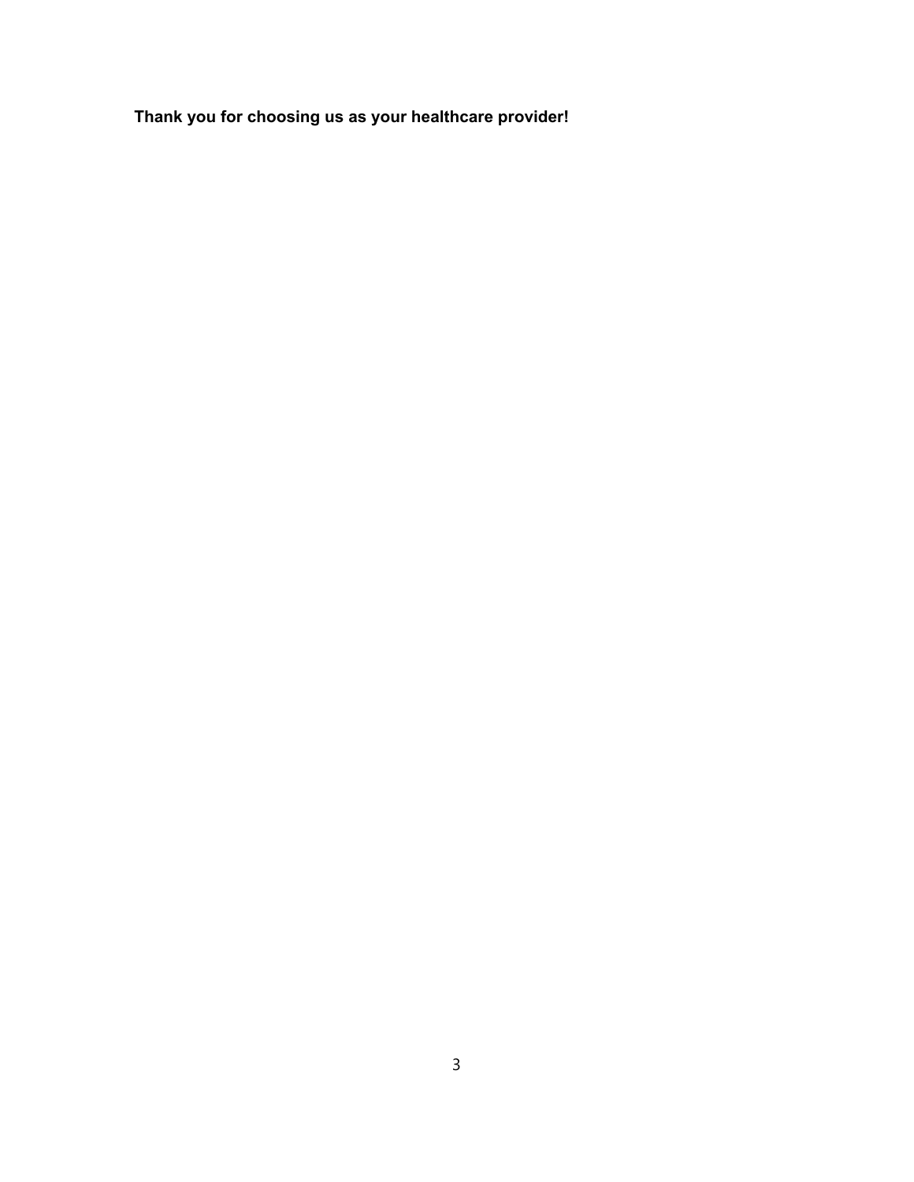**Thank you for choosing us as your healthcare provider!**